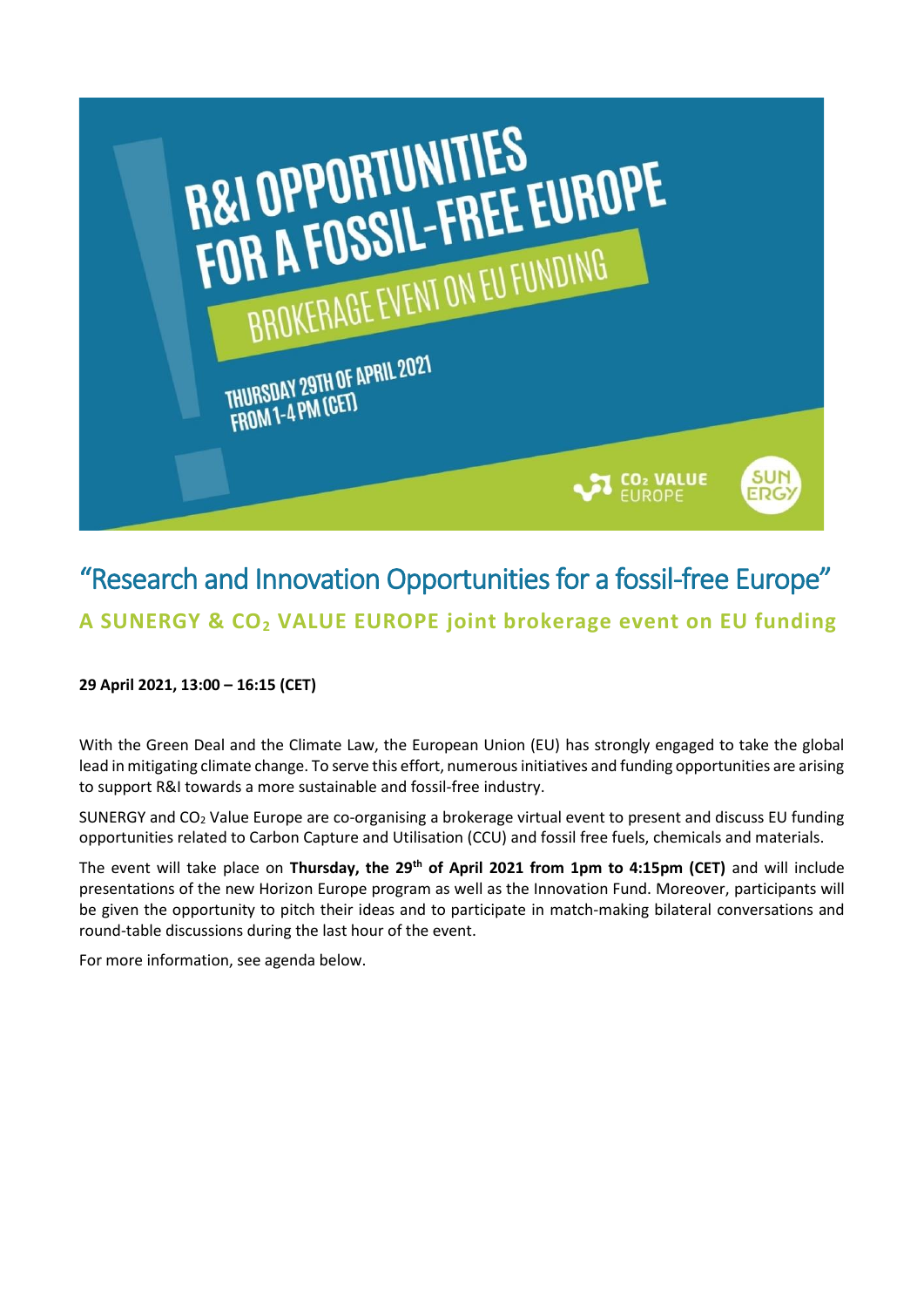# "Research and Innovation Opportunities for a fossil-free Europe"

## A SUNERGY & $CO_2$ VALUE EUROPE joint brokerage event on EU funding

**29 April 2021, 13:00 – 16:15 (CET)**

With the Green Deal and the Climate Law, the European Union (EU) has strongly engaged to take the global lead in mitigating climate change. To serve this effort, numerous initiatives and funding opportunities are arising to support R&I towards a more sustainable and fossil-free industry.

SUNERGY and $CO_2$ Value Europe are co-organising a brokerage virtual event to present and discuss EU funding opportunities related to Carbon Capture and Utilisation (CCU) and fossil free fuels, chemicals and materials.

The event will take place on **Thursday, the 29$^{th}$ of April 2021 from 1pm to 4:15pm (CET)** and will include presentations of the new Horizon Europe program as well as the Innovation Fund. Moreover, participants will be given the opportunity to pitch their ideas and to participate in match-making bilateral conversations and round-table discussions during the last hour of the event.

For more information, see agenda below.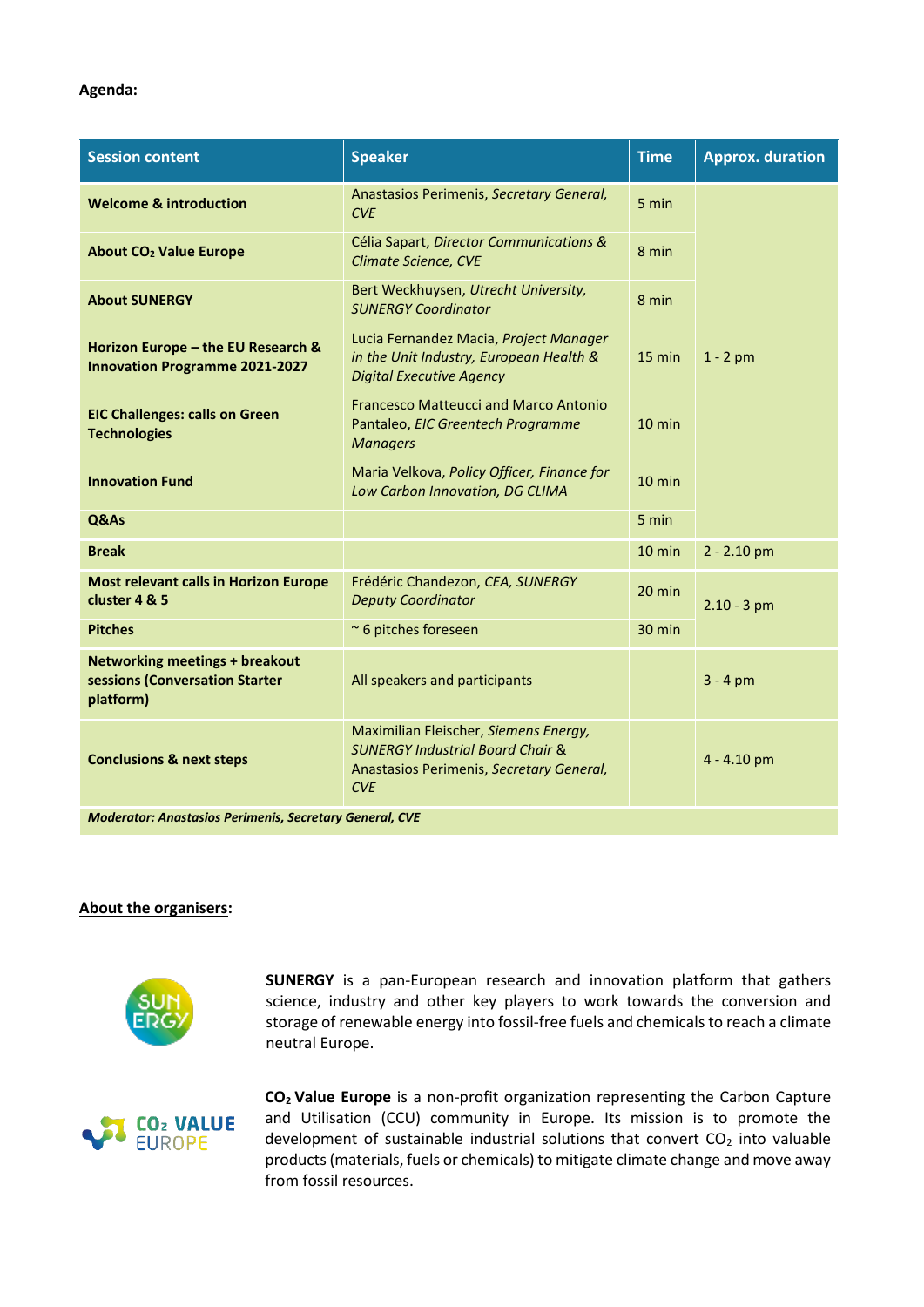**Agenda:**

| Session content | Speaker | Time | Approx. duration |
|---|---|---|---|
| **Welcome & introduction** | Anastasios Perimenis, *Secretary General, CVE* | 5 min | 1 - 2 pm |
| **About $CO_2$ Value Europe** | Célia Sapart, *Director Communications & Climate Science, CVE* | 8 min | |
| **About SUNERGY** | Bert Weckhuysen, *Utrecht University, SUNERGY Coordinator* | 8 min | |
| **Horizon Europe – the EU Research & Innovation Programme 2021-2027** | Lucia Fernandez Macia, *Project Manager in the Unit Industry, European Health & Digital Executive Agency* | 15 min | |
| **EIC Challenges: calls on Green Technologies** | Francesco Matteucci and Marco Antonio Pantaleo, *EIC Greentech Programme Managers* | 10 min | |
| **Innovation Fund** | Maria Velkova, *Policy Officer, Finance for Low Carbon Innovation, DG CLIMA* | 10 min | |
| **Q&As** | | 5 min | |
| **Break** | | 10 min | 2 - 2.10 pm |
| **Most relevant calls in Horizon Europe cluster 4 & 5** | Frédéric Chandezon, *CEA, SUNERGY Deputy Coordinator* | 20 min | 2.10 - 3 pm |
| **Pitches** | ~ 6 pitches foreseen | 30 min | |
| **Networking meetings + breakout sessions (Conversation Starter platform)** | All speakers and participants | | 3 - 4 pm |
| **Conclusions & next steps** | Maximilian Fleischer, *Siemens Energy, SUNERGY Industrial Board Chair* & Anastasios Perimenis, *Secretary General, CVE* | | 4 - 4.10 pm |
| ***Moderator: Anastasios Perimenis, Secretary General, CVE*** | | | |

**About the organisers:**

**SUNERGY** is a pan-European research and innovation platform that gathers science, industry and other key players to work towards the conversion and storage of renewable energy into fossil-free fuels and chemicals to reach a climate neutral Europe.

**$CO_2$ Value Europe** is a non-profit organization representing the Carbon Capture and Utilisation (CCU) community in Europe. Its mission is to promote the development of sustainable industrial solutions that convert $CO_2$ into valuable products (materials, fuels or chemicals) to mitigate climate change and move away from fossil resources.